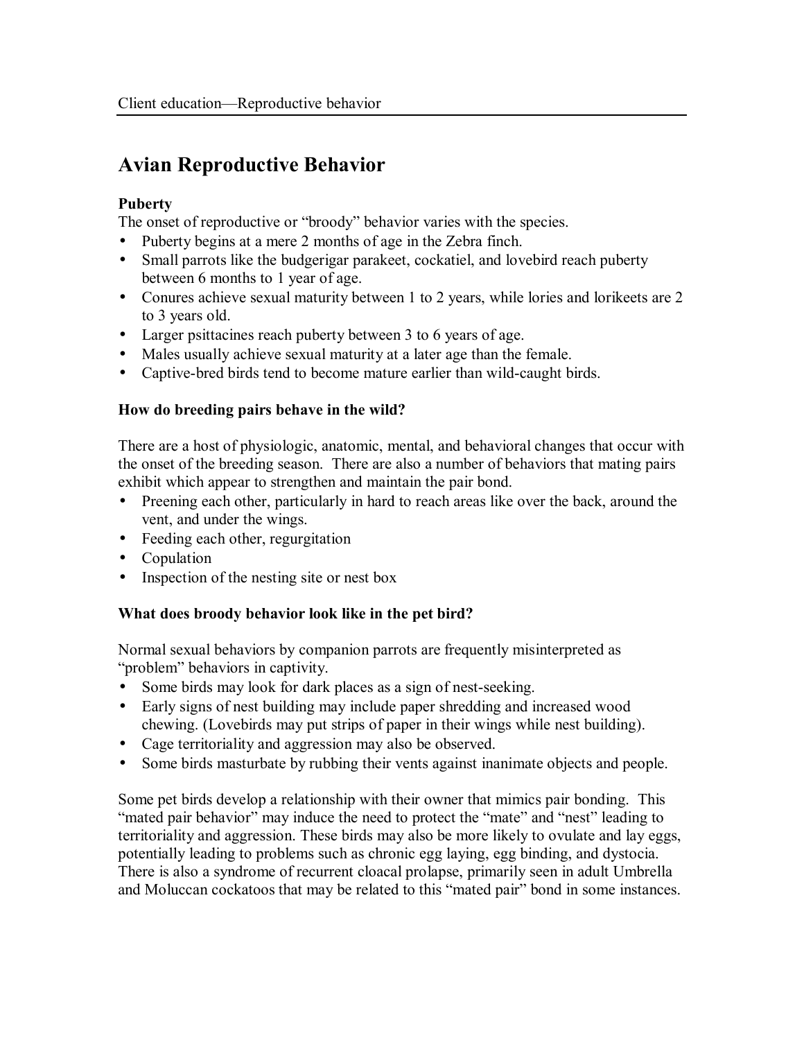# Avian Reproductive Behavior

### Puberty

The onset of reproductive or "broody" behavior varies with the species.

- Puberty begins at a mere 2 months of age in the Zebra finch.
- Small parrots like the budgerigar parakeet, cockatiel, and lovebird reach puberty between 6 months to 1 year of age.
- Conures achieve sexual maturity between 1 to 2 years, while lories and lorikeets are 2 to 3 years old.
- Larger psittacines reach puberty between 3 to 6 years of age.
- Males usually achieve sexual maturity at a later age than the female.
- Captive-bred birds tend to become mature earlier than wild-caught birds.

### How do breeding pairs behave in the wild?

There are a host of physiologic, anatomic, mental, and behavioral changes that occur with the onset of the breeding season. There are also a number of behaviors that mating pairs exhibit which appear to strengthen and maintain the pair bond.

- Preening each other, particularly in hard to reach areas like over the back, around the vent, and under the wings.
- Feeding each other, regurgitation
- Copulation
- Inspection of the nesting site or nest box

### What does broody behavior look like in the pet bird?

Normal sexual behaviors by companion parrots are frequently misinterpreted as "problem" behaviors in captivity.

- Some birds may look for dark places as a sign of nest-seeking.
- Early signs of nest building may include paper shredding and increased wood chewing. (Lovebirds may put strips of paper in their wings while nest building).
- Cage territoriality and aggression may also be observed.
- Some birds masturbate by rubbing their vents against inanimate objects and people.

Some pet birds develop a relationship with their owner that mimics pair bonding. This "mated pair behavior" may induce the need to protect the "mate" and "nest" leading to territoriality and aggression. These birds may also be more likely to ovulate and lay eggs, potentially leading to problems such as chronic egg laying, egg binding, and dystocia. There is also a syndrome of recurrent cloacal prolapse, primarily seen in adult Umbrella and Moluccan cockatoos that may be related to this "mated pair" bond in some instances.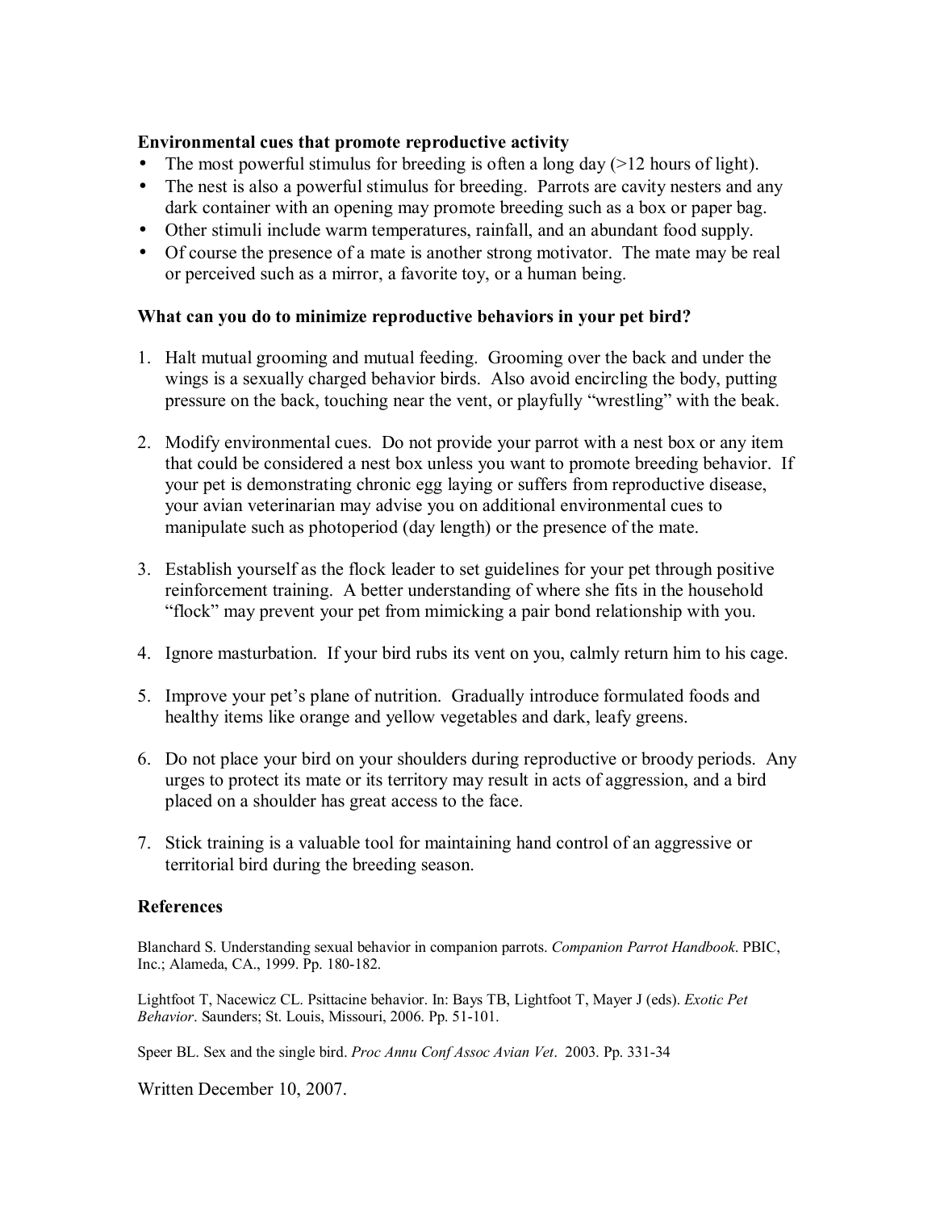**Environmental cues that promote reproductive activity**

- The most powerful stimulus for breeding is often a long day (>12 hours of light).
- The nest is also a powerful stimulus for breeding. Parrots are cavity nesters and any dark container with an opening may promote breeding such as a box or paper bag.
- Other stimuli include warm temperatures, rainfall, and an abundant food supply.
- Of course the presence of a mate is another strong motivator. The mate may be real or perceived such as a mirror, a favorite toy, or a human being.

**What can you do to minimize reproductive behaviors in your pet bird?**

1. Halt mutual grooming and mutual feeding. Grooming over the back and under the wings is a sexually charged behavior birds. Also avoid encircling the body, putting pressure on the back, touching near the vent, or playfully "wrestling" with the beak.

2. Modify environmental cues. Do not provide your parrot with a nest box or any item that could be considered a nest box unless you want to promote breeding behavior. If your pet is demonstrating chronic egg laying or suffers from reproductive disease, your avian veterinarian may advise you on additional environmental cues to manipulate such as photoperiod (day length) or the presence of the mate.

3. Establish yourself as the flock leader to set guidelines for your pet through positive reinforcement training. A better understanding of where she fits in the household "flock" may prevent your pet from mimicking a pair bond relationship with you.

4. Ignore masturbation. If your bird rubs its vent on you, calmly return him to his cage.

5. Improve your pet's plane of nutrition. Gradually introduce formulated foods and healthy items like orange and yellow vegetables and dark, leafy greens.

6. Do not place your bird on your shoulders during reproductive or broody periods. Any urges to protect its mate or its territory may result in acts of aggression, and a bird placed on a shoulder has great access to the face.

7. Stick training is a valuable tool for maintaining hand control of an aggressive or territorial bird during the breeding season.

**References**

Blanchard S. Understanding sexual behavior in companion parrots. *Companion Parrot Handbook*. PBIC, Inc.; Alameda, CA., 1999. Pp. 180-182.

Lightfoot T, Nacewicz CL. Psittacine behavior. In: Bays TB, Lightfoot T, Mayer J (eds). *Exotic Pet Behavior*. Saunders; St. Louis, Missouri, 2006. Pp. 51-101.

Speer BL. Sex and the single bird. *Proc Annu Conf Assoc Avian Vet*. 2003. Pp. 331-34

Written December 10, 2007.